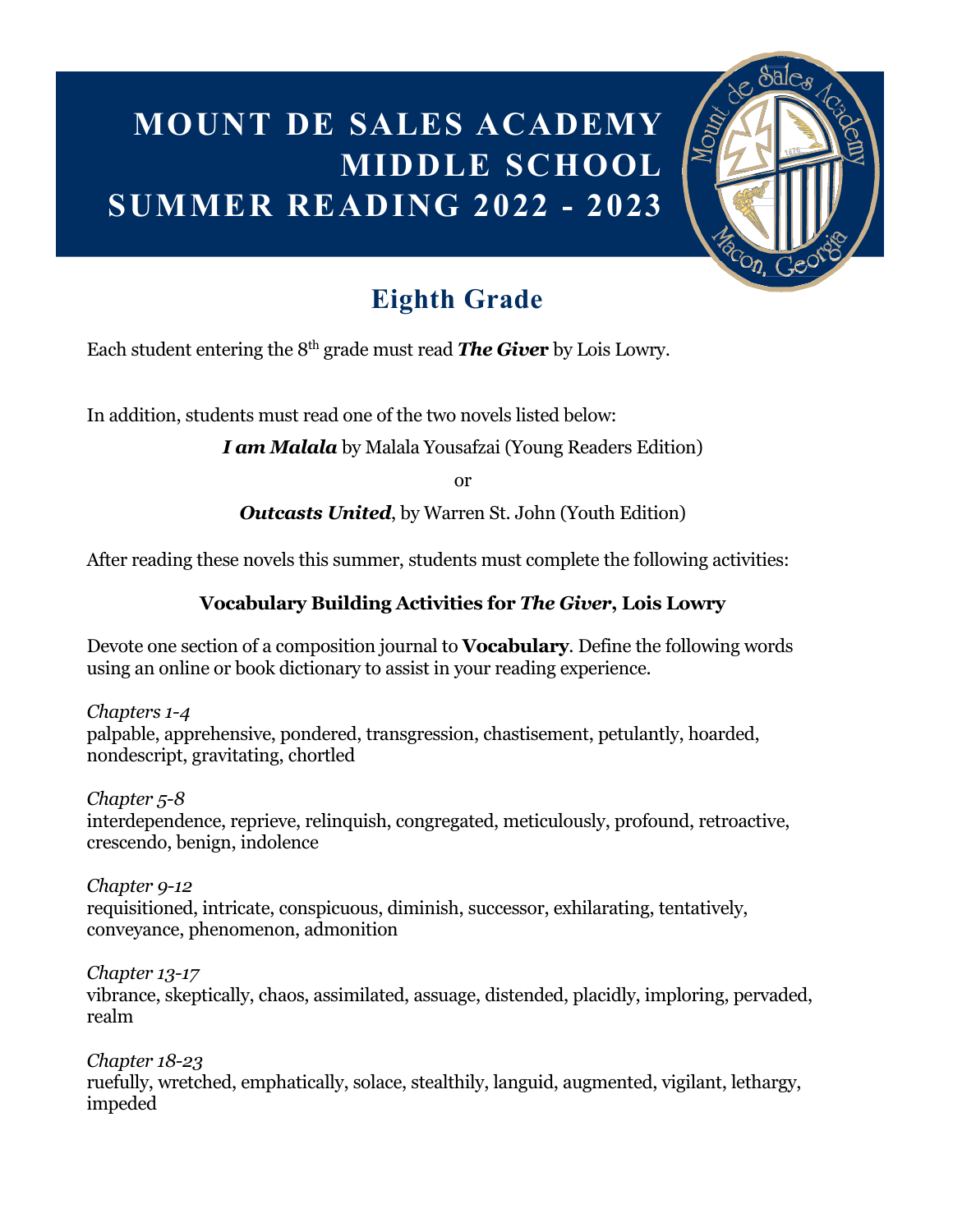# MOUNT DE SALES ACADEMY MIDDLE SCHOOL SUMMER READING 2022 - 2023

## Eighth Grade

Each student entering the 8th grade must read ***The Giver*** by Lois Lowry.

In addition, students must read one of the two novels listed below:

***I am Malala*** by Malala Yousafzai (Young Readers Edition)

or

***Outcasts United***, by Warren St. John (Youth Edition)

After reading these novels this summer, students must complete the following activities:

### Vocabulary Building Activities for *The Giver*, Lois Lowry

Devote one section of a composition journal to **Vocabulary**. Define the following words using an online or book dictionary to assist in your reading experience.

*Chapters 1-4*
palpable, apprehensive, pondered, transgression, chastisement, petulantly, hoarded, nondescript, gravitating, chortled

*Chapter 5-8*
interdependence, reprieve, relinquish, congregated, meticulously, profound, retroactive, crescendo, benign, indolence

*Chapter 9-12*
requisitioned, intricate, conspicuous, diminish, successor, exhilarating, tentatively, conveyance, phenomenon, admonition

*Chapter 13-17*
vibrance, skeptically, chaos, assimilated, assuage, distended, placidly, imploring, pervaded, realm

*Chapter 18-23*
ruefully, wretched, emphatically, solace, stealthily, languid, augmented, vigilant, lethargy, impeded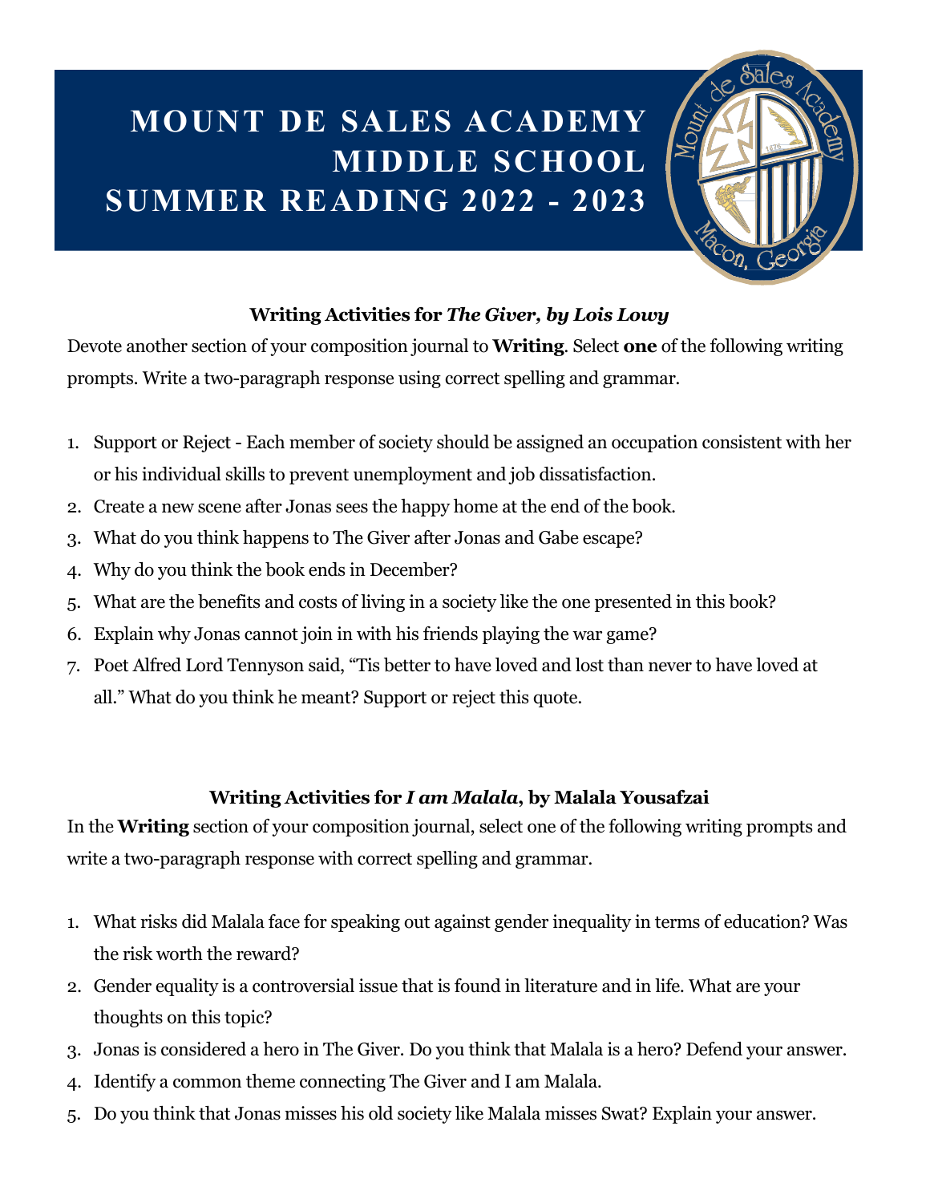# MOUNT DE SALES ACADEMY MIDDLE SCHOOL SUMMER READING 2022 - 2023

### Writing Activities for *The Giver, by Lois Lowy*

Devote another section of your composition journal to **Writing**. Select **one** of the following writing prompts. Write a two-paragraph response using correct spelling and grammar.

1. Support or Reject - Each member of society should be assigned an occupation consistent with her or his individual skills to prevent unemployment and job dissatisfaction.
2. Create a new scene after Jonas sees the happy home at the end of the book.
3. What do you think happens to The Giver after Jonas and Gabe escape?
4. Why do you think the book ends in December?
5. What are the benefits and costs of living in a society like the one presented in this book?
6. Explain why Jonas cannot join in with his friends playing the war game?
7. Poet Alfred Lord Tennyson said, "Tis better to have loved and lost than never to have loved at all." What do you think he meant? Support or reject this quote.

### Writing Activities for *I am Malala*, by Malala Yousafzai

In the **Writing** section of your composition journal, select one of the following writing prompts and write a two-paragraph response with correct spelling and grammar.

1. What risks did Malala face for speaking out against gender inequality in terms of education? Was the risk worth the reward?
2. Gender equality is a controversial issue that is found in literature and in life. What are your thoughts on this topic?
3. Jonas is considered a hero in The Giver. Do you think that Malala is a hero? Defend your answer.
4. Identify a common theme connecting The Giver and I am Malala.
5. Do you think that Jonas misses his old society like Malala misses Swat? Explain your answer.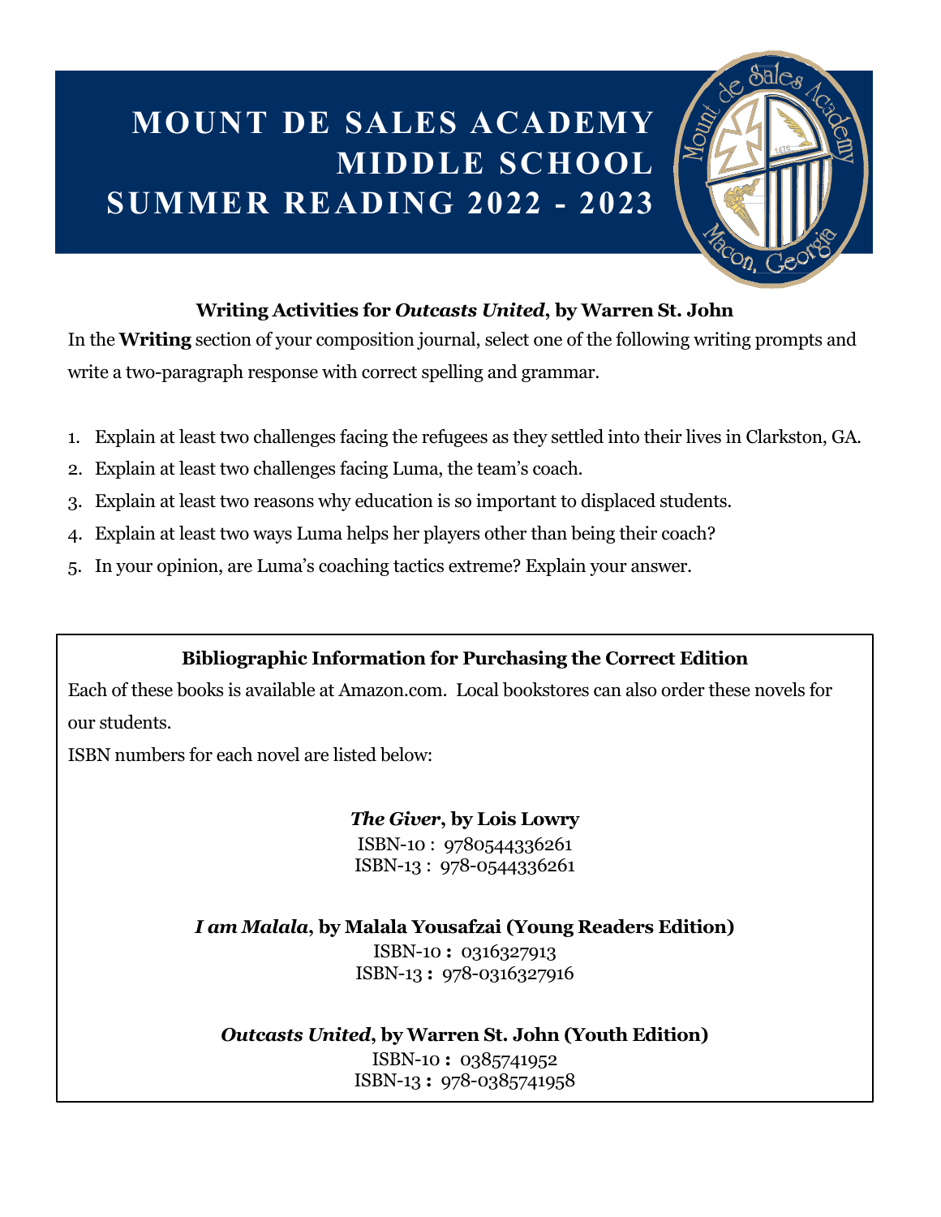# MOUNT DE SALES ACADEMY MIDDLE SCHOOL SUMMER READING 2022 - 2023

### Writing Activities for *Outcasts United*, by Warren St. John

In the **Writing** section of your composition journal, select one of the following writing prompts and write a two-paragraph response with correct spelling and grammar.

1. Explain at least two challenges facing the refugees as they settled into their lives in Clarkston, GA.
2. Explain at least two challenges facing Luma, the team's coach.
3. Explain at least two reasons why education is so important to displaced students.
4. Explain at least two ways Luma helps her players other than being their coach?
5. In your opinion, are Luma's coaching tactics extreme? Explain your answer.

### Bibliographic Information for Purchasing the Correct Edition

Each of these books is available at Amazon.com. Local bookstores can also order these novels for our students.

ISBN numbers for each novel are listed below:

***The Giver*, by Lois Lowry**
ISBN-10 : 9780544336261
ISBN-13 : 978-0544336261

***I am Malala*, by Malala Yousafzai (Young Readers Edition)**
ISBN-10 **:** 0316327913
ISBN-13 **:** 978-0316327916

***Outcasts United*, by Warren St. John (Youth Edition)**
ISBN-10 **:** 0385741952
ISBN-13 **:** 978-0385741958